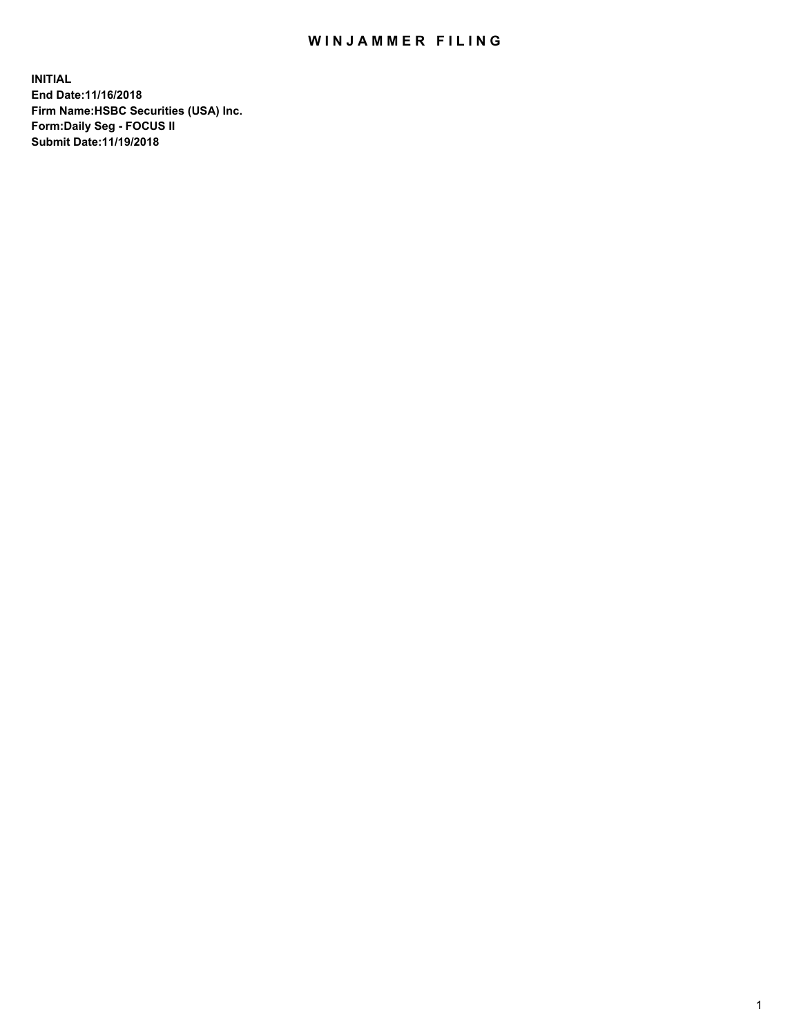# WINJAMMER FILING

**INITIAL**
**End Date:11/16/2018**
**Firm Name:HSBC Securities (USA) Inc.**
**Form:Daily Seg - FOCUS II**
**Submit Date:11/19/2018**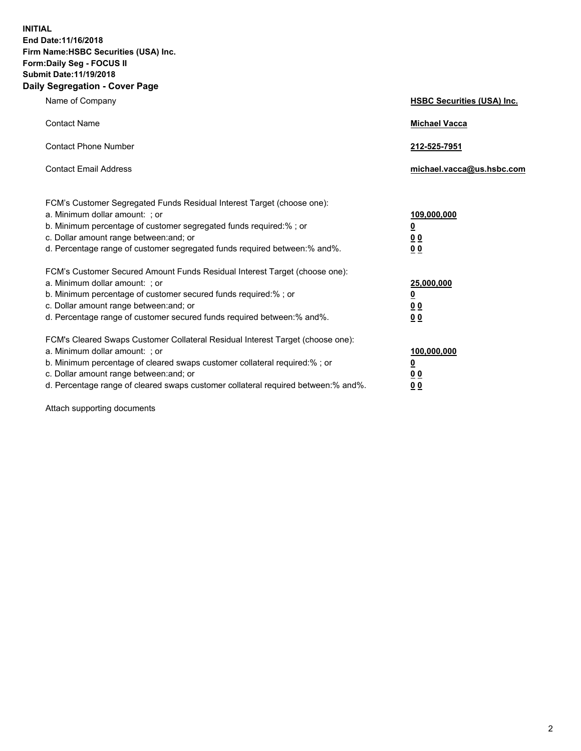**INITIAL**
**End Date:11/16/2018**
**Firm Name:HSBC Securities (USA) Inc.**
**Form:Daily Seg - FOCUS II**
**Submit Date:11/19/2018**

## Daily Segregation - Cover Page

| | |
|---|---|
| Name of Company | **HSBC Securities (USA) Inc.** |
| Contact Name | **Michael Vacca** |
| Contact Phone Number | **212-525-7951** |
| Contact Email Address | **michael.vacca@us.hsbc.com** |

| | |
|---|---|
| FCM's Customer Segregated Funds Residual Interest Target (choose one): | |
| a. Minimum dollar amount: ; or | **109,000,000** |
| b. Minimum percentage of customer segregated funds required:% ; or | **0** |
| c. Dollar amount range between:and; or | **0 0** |
| d. Percentage range of customer segregated funds required between:% and%. | **0 0** |
| FCM's Customer Secured Amount Funds Residual Interest Target (choose one): | |
| a. Minimum dollar amount: ; or | **25,000,000** |
| b. Minimum percentage of customer secured funds required:% ; or | **0** |
| c. Dollar amount range between:and; or | **0 0** |
| d. Percentage range of customer secured funds required between:% and%. | **0 0** |
| FCM's Cleared Swaps Customer Collateral Residual Interest Target (choose one): | |
| a. Minimum dollar amount: ; or | **100,000,000** |
| b. Minimum percentage of cleared swaps customer collateral required:% ; or | **0** |
| c. Dollar amount range between:and; or | **0 0** |
| d. Percentage range of cleared swaps customer collateral required between:% and%. | **0 0** |

Attach supporting documents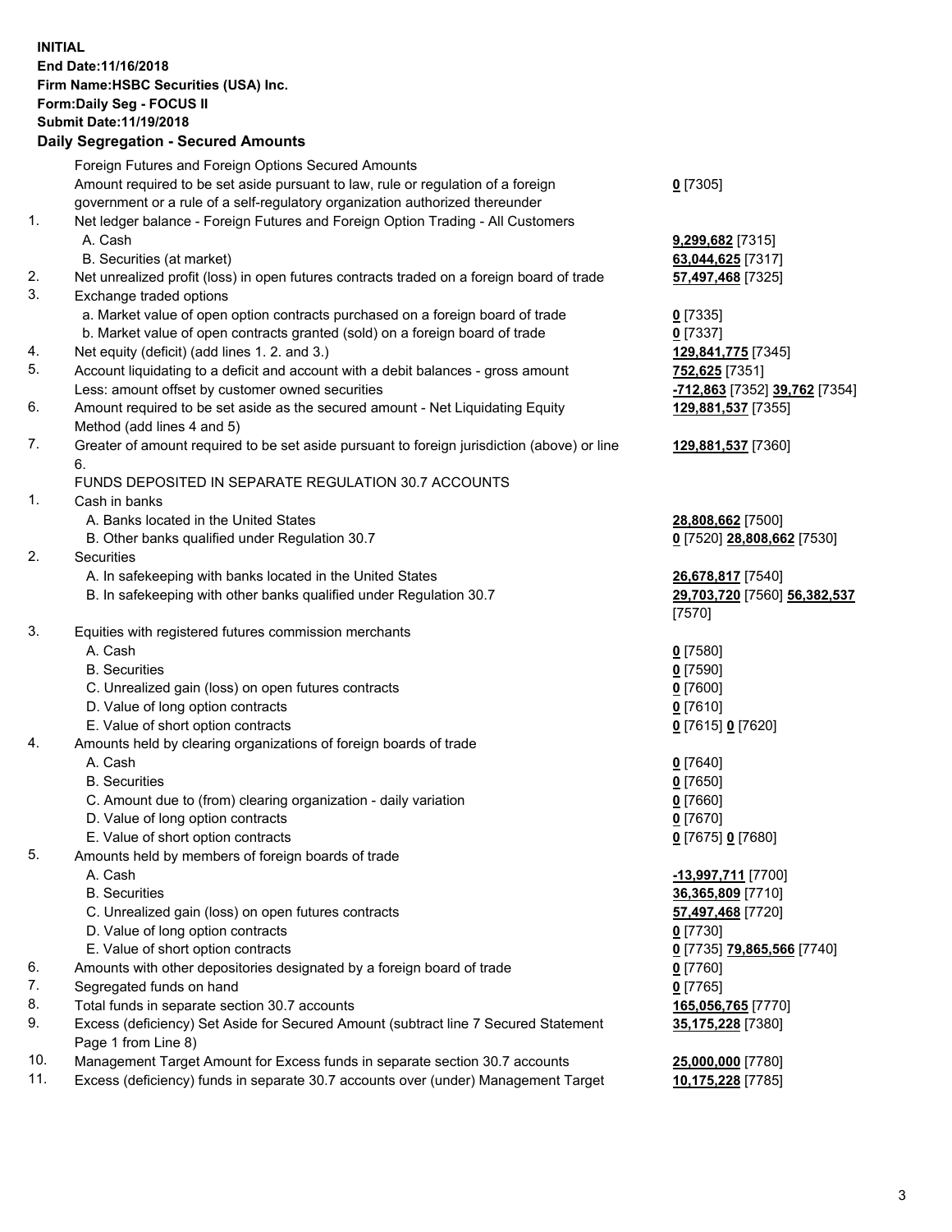**INITIAL**
**End Date:11/16/2018**
**Firm Name:HSBC Securities (USA) Inc.**
**Form:Daily Seg - FOCUS II**
**Submit Date:11/19/2018**

## Daily Segregation - Secured Amounts

| | | |
|---|---|---|
| | Foreign Futures and Foreign Options Secured Amounts | |
| | Amount required to be set aside pursuant to law, rule or regulation of a foreign government or a rule of a self-regulatory organization authorized thereunder | **0** [7305] |
| 1. | Net ledger balance - Foreign Futures and Foreign Option Trading - All Customers | |
| | A. Cash | **9,299,682** [7315] |
| | B. Securities (at market) | **63,044,625** [7317] |
| 2. | Net unrealized profit (loss) in open futures contracts traded on a foreign board of trade | **57,497,468** [7325] |
| 3. | Exchange traded options | |
| | a. Market value of open option contracts purchased on a foreign board of trade | **0** [7335] |
| | b. Market value of open contracts granted (sold) on a foreign board of trade | **0** [7337] |
| 4. | Net equity (deficit) (add lines 1. 2. and 3.) | **129,841,775** [7345] |
| 5. | Account liquidating to a deficit and account with a debit balances - gross amount | **752,625** [7351] |
| | Less: amount offset by customer owned securities | **-712,863** [7352] **39,762** [7354] |
| 6. | Amount required to be set aside as the secured amount - Net Liquidating Equity Method (add lines 4 and 5) | **129,881,537** [7355] |
| 7. | Greater of amount required to be set aside pursuant to foreign jurisdiction (above) or line 6. | **129,881,537** [7360] |
| | FUNDS DEPOSITED IN SEPARATE REGULATION 30.7 ACCOUNTS | |
| 1. | Cash in banks | |
| | A. Banks located in the United States | **28,808,662** [7500] |
| | B. Other banks qualified under Regulation 30.7 | **0** [7520] **28,808,662** [7530] |
| 2. | Securities | |
| | A. In safekeeping with banks located in the United States | **26,678,817** [7540] |
| | B. In safekeeping with other banks qualified under Regulation 30.7 | **29,703,720** [7560] **56,382,537** [7570] |
| 3. | Equities with registered futures commission merchants | |
| | A. Cash | **0** [7580] |
| | B. Securities | **0** [7590] |
| | C. Unrealized gain (loss) on open futures contracts | **0** [7600] |
| | D. Value of long option contracts | **0** [7610] |
| | E. Value of short option contracts | **0** [7615] **0** [7620] |
| 4. | Amounts held by clearing organizations of foreign boards of trade | |
| | A. Cash | **0** [7640] |
| | B. Securities | **0** [7650] |
| | C. Amount due to (from) clearing organization - daily variation | **0** [7660] |
| | D. Value of long option contracts | **0** [7670] |
| | E. Value of short option contracts | **0** [7675] **0** [7680] |
| 5. | Amounts held by members of foreign boards of trade | |
| | A. Cash | **-13,997,711** [7700] |
| | B. Securities | **36,365,809** [7710] |
| | C. Unrealized gain (loss) on open futures contracts | **57,497,468** [7720] |
| | D. Value of long option contracts | **0** [7730] |
| | E. Value of short option contracts | **0** [7735] **79,865,566** [7740] |
| 6. | Amounts with other depositories designated by a foreign board of trade | **0** [7760] |
| 7. | Segregated funds on hand | **0** [7765] |
| 8. | Total funds in separate section 30.7 accounts | **165,056,765** [7770] |
| 9. | Excess (deficiency) Set Aside for Secured Amount (subtract line 7 Secured Statement Page 1 from Line 8) | **35,175,228** [7380] |
| 10. | Management Target Amount for Excess funds in separate section 30.7 accounts | **25,000,000** [7780] |
| 11. | Excess (deficiency) funds in separate 30.7 accounts over (under) Management Target | **10,175,228** [7785] |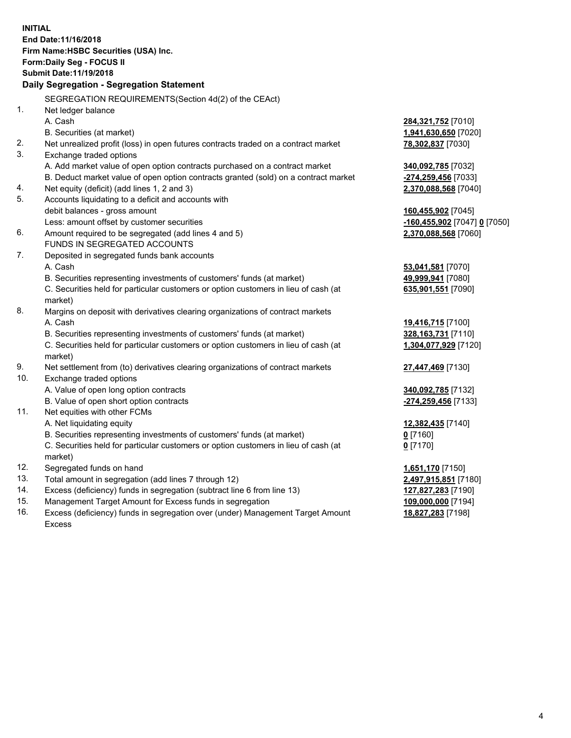**INITIAL**
**End Date:11/16/2018**
**Firm Name:HSBC Securities (USA) Inc.**
**Form:Daily Seg - FOCUS II**
**Submit Date:11/19/2018**

## Daily Segregation - Segregation Statement

SEGREGATION REQUIREMENTS(Section 4d(2) of the CEAct)

| | | |
|---|---|---|
| 1. | Net ledger balance | |
| | A. Cash | **284,321,752** [7010] |
| | B. Securities (at market) | **1,941,630,650** [7020] |
| 2. | Net unrealized profit (loss) in open futures contracts traded on a contract market | **78,302,837** [7030] |
| 3. | Exchange traded options | |
| | A. Add market value of open option contracts purchased on a contract market | **340,092,785** [7032] |
| | B. Deduct market value of open option contracts granted (sold) on a contract market | **-274,259,456** [7033] |
| 4. | Net equity (deficit) (add lines 1, 2 and 3) | **2,370,088,568** [7040] |
| 5. | Accounts liquidating to a deficit and accounts with debit balances - gross amount | **160,455,902** [7045] |
| | Less: amount offset by customer securities | **-160,455,902** [7047] **0** [7050] |
| 6. | Amount required to be segregated (add lines 4 and 5) | **2,370,088,568** [7060] |
| | FUNDS IN SEGREGATED ACCOUNTS | |
| 7. | Deposited in segregated funds bank accounts | |
| | A. Cash | **53,041,581** [7070] |
| | B. Securities representing investments of customers' funds (at market) | **49,999,941** [7080] |
| | C. Securities held for particular customers or option customers in lieu of cash (at market) | **635,901,551** [7090] |
| 8. | Margins on deposit with derivatives clearing organizations of contract markets | |
| | A. Cash | **19,416,715** [7100] |
| | B. Securities representing investments of customers' funds (at market) | **328,163,731** [7110] |
| | C. Securities held for particular customers or option customers in lieu of cash (at market) | **1,304,077,929** [7120] |
| 9. | Net settlement from (to) derivatives clearing organizations of contract markets | **27,447,469** [7130] |
| 10. | Exchange traded options | |
| | A. Value of open long option contracts | **340,092,785** [7132] |
| | B. Value of open short option contracts | **-274,259,456** [7133] |
| 11. | Net equities with other FCMs | |
| | A. Net liquidating equity | **12,382,435** [7140] |
| | B. Securities representing investments of customers' funds (at market) | **0** [7160] |
| | C. Securities held for particular customers or option customers in lieu of cash (at market) | **0** [7170] |
| 12. | Segregated funds on hand | **1,651,170** [7150] |
| 13. | Total amount in segregation (add lines 7 through 12) | **2,497,915,851** [7180] |
| 14. | Excess (deficiency) funds in segregation (subtract line 6 from line 13) | **127,827,283** [7190] |
| 15. | Management Target Amount for Excess funds in segregation | **109,000,000** [7194] |
| 16. | Excess (deficiency) funds in segregation over (under) Management Target Amount Excess | **18,827,283** [7198] |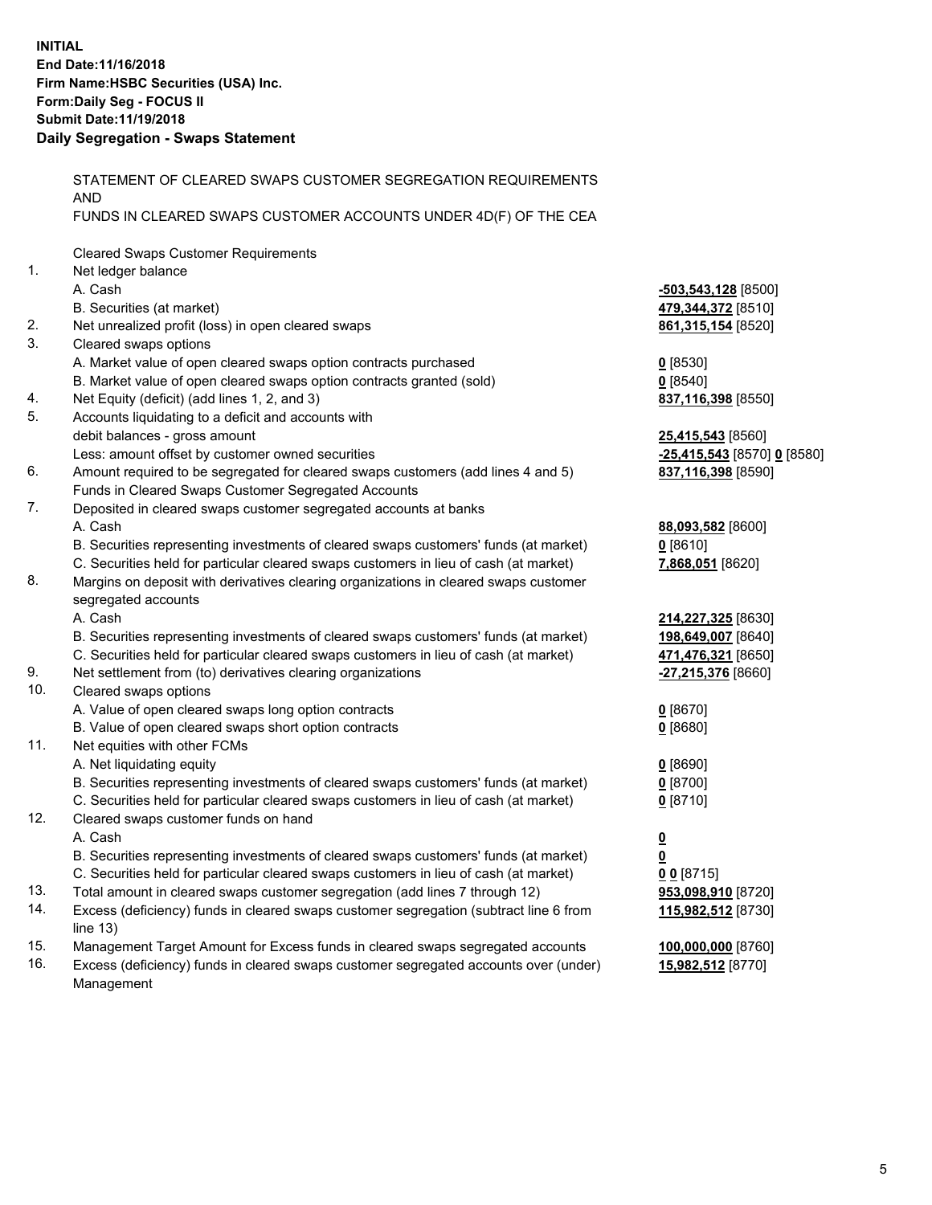**INITIAL**
**End Date:11/16/2018**
**Firm Name:HSBC Securities (USA) Inc.**
**Form:Daily Seg - FOCUS II**
**Submit Date:11/19/2018**
**Daily Segregation - Swaps Statement**

STATEMENT OF CLEARED SWAPS CUSTOMER SEGREGATION REQUIREMENTS AND FUNDS IN CLEARED SWAPS CUSTOMER ACCOUNTS UNDER 4D(F) OF THE CEA

| | | |
|---|---|---|
| | Cleared Swaps Customer Requirements | |
| 1. | Net ledger balance | |
| | A. Cash | **-503,543,128** [8500] |
| | B. Securities (at market) | **479,344,372** [8510] |
| 2. | Net unrealized profit (loss) in open cleared swaps | **861,315,154** [8520] |
| 3. | Cleared swaps options | |
| | A. Market value of open cleared swaps option contracts purchased | **0** [8530] |
| | B. Market value of open cleared swaps option contracts granted (sold) | **0** [8540] |
| 4. | Net Equity (deficit) (add lines 1, 2, and 3) | **837,116,398** [8550] |
| 5. | Accounts liquidating to a deficit and accounts with debit balances - gross amount | **25,415,543** [8560] |
| | Less: amount offset by customer owned securities | **-25,415,543** [8570] **0** [8580] |
| 6. | Amount required to be segregated for cleared swaps customers (add lines 4 and 5) | **837,116,398** [8590] |
| | Funds in Cleared Swaps Customer Segregated Accounts | |
| 7. | Deposited in cleared swaps customer segregated accounts at banks | |
| | A. Cash | **88,093,582** [8600] |
| | B. Securities representing investments of cleared swaps customers' funds (at market) | **0** [8610] |
| | C. Securities held for particular cleared swaps customers in lieu of cash (at market) | **7,868,051** [8620] |
| 8. | Margins on deposit with derivatives clearing organizations in cleared swaps customer segregated accounts | |
| | A. Cash | **214,227,325** [8630] |
| | B. Securities representing investments of cleared swaps customers' funds (at market) | **198,649,007** [8640] |
| | C. Securities held for particular cleared swaps customers in lieu of cash (at market) | **471,476,321** [8650] |
| 9. | Net settlement from (to) derivatives clearing organizations | **-27,215,376** [8660] |
| 10. | Cleared swaps options | |
| | A. Value of open cleared swaps long option contracts | **0** [8670] |
| | B. Value of open cleared swaps short option contracts | **0** [8680] |
| 11. | Net equities with other FCMs | |
| | A. Net liquidating equity | **0** [8690] |
| | B. Securities representing investments of cleared swaps customers' funds (at market) | **0** [8700] |
| | C. Securities held for particular cleared swaps customers in lieu of cash (at market) | **0** [8710] |
| 12. | Cleared swaps customer funds on hand | |
| | A. Cash | **0** |
| | B. Securities representing investments of cleared swaps customers' funds (at market) | **0** |
| | C. Securities held for particular cleared swaps customers in lieu of cash (at market) | **0** **0** [8715] |
| 13. | Total amount in cleared swaps customer segregation (add lines 7 through 12) | **953,098,910** [8720] |
| 14. | Excess (deficiency) funds in cleared swaps customer segregation (subtract line 6 from line 13) | **115,982,512** [8730] |
| 15. | Management Target Amount for Excess funds in cleared swaps segregated accounts | **100,000,000** [8760] |
| 16. | Excess (deficiency) funds in cleared swaps customer segregated accounts over (under) Management | **15,982,512** [8770] |